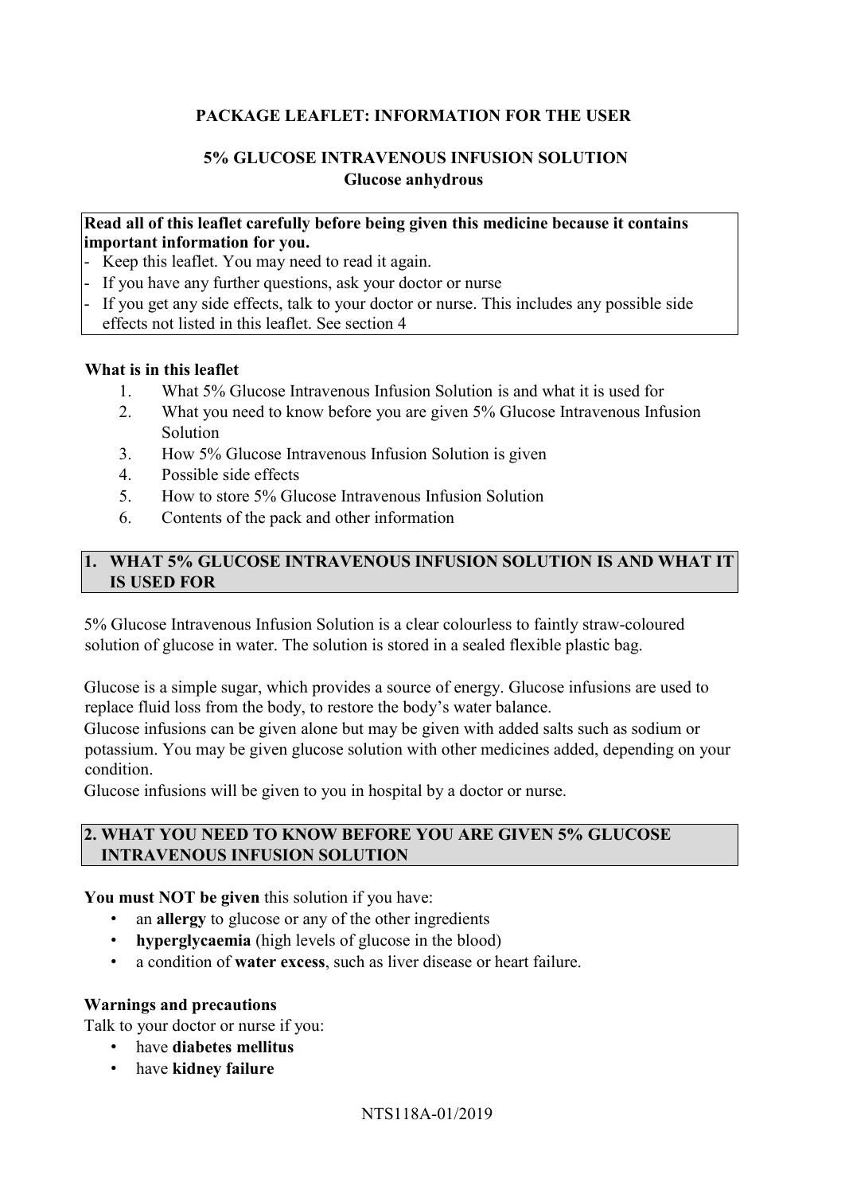**PACKAGE LEAFLET: INFORMATION FOR THE USER**

# 5% GLUCOSE INTRAVENOUS INFUSION SOLUTION
**Glucose anhydrous**

**Read all of this leaflet carefully before being given this medicine because it contains important information for you.**

- Keep this leaflet. You may need to read it again.
- If you have any further questions, ask your doctor or nurse
- If you get any side effects, talk to your doctor or nurse. This includes any possible side effects not listed in this leaflet. See section 4

**What is in this leaflet**

1. What 5% Glucose Intravenous Infusion Solution is and what it is used for
2. What you need to know before you are given 5% Glucose Intravenous Infusion Solution
3. How 5% Glucose Intravenous Infusion Solution is given
4. Possible side effects
5. How to store 5% Glucose Intravenous Infusion Solution
6. Contents of the pack and other information

## 1. WHAT 5% GLUCOSE INTRAVENOUS INFUSION SOLUTION IS AND WHAT IT IS USED FOR

5% Glucose Intravenous Infusion Solution is a clear colourless to faintly straw-coloured solution of glucose in water. The solution is stored in a sealed flexible plastic bag.

Glucose is a simple sugar, which provides a source of energy. Glucose infusions are used to replace fluid loss from the body, to restore the body's water balance.

Glucose infusions can be given alone but may be given with added salts such as sodium or potassium. You may be given glucose solution with other medicines added, depending on your condition.

Glucose infusions will be given to you in hospital by a doctor or nurse.

## 2. WHAT YOU NEED TO KNOW BEFORE YOU ARE GIVEN 5% GLUCOSE INTRAVENOUS INFUSION SOLUTION

**You must NOT be given** this solution if you have:

- an **allergy** to glucose or any of the other ingredients
- **hyperglycaemia** (high levels of glucose in the blood)
- a condition of **water excess**, such as liver disease or heart failure.

**Warnings and precautions**

Talk to your doctor or nurse if you:

- have **diabetes mellitus**
- have **kidney failure**

NTS118A-01/2019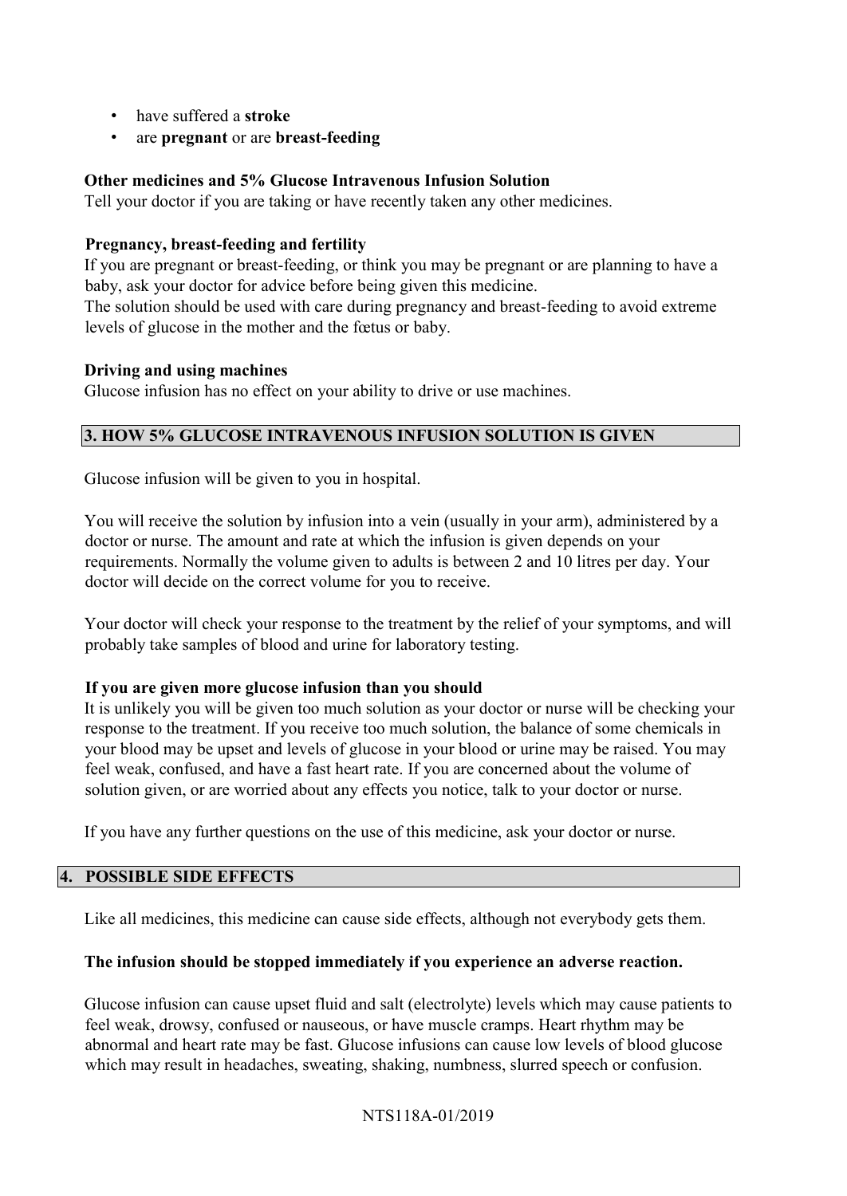- have suffered a **stroke**
- are **pregnant** or are **breast-feeding**

**Other medicines and 5% Glucose Intravenous Infusion Solution**

Tell your doctor if you are taking or have recently taken any other medicines.

**Pregnancy, breast-feeding and fertility**

If you are pregnant or breast-feeding, or think you may be pregnant or are planning to have a baby, ask your doctor for advice before being given this medicine.

The solution should be used with care during pregnancy and breast-feeding to avoid extreme levels of glucose in the mother and the fœtus or baby.

**Driving and using machines**

Glucose infusion has no effect on your ability to drive or use machines.

## 3. HOW 5% GLUCOSE INTRAVENOUS INFUSION SOLUTION IS GIVEN

Glucose infusion will be given to you in hospital.

You will receive the solution by infusion into a vein (usually in your arm), administered by a doctor or nurse. The amount and rate at which the infusion is given depends on your requirements. Normally the volume given to adults is between 2 and 10 litres per day. Your doctor will decide on the correct volume for you to receive.

Your doctor will check your response to the treatment by the relief of your symptoms, and will probably take samples of blood and urine for laboratory testing.

**If you are given more glucose infusion than you should**

It is unlikely you will be given too much solution as your doctor or nurse will be checking your response to the treatment. If you receive too much solution, the balance of some chemicals in your blood may be upset and levels of glucose in your blood or urine may be raised. You may feel weak, confused, and have a fast heart rate. If you are concerned about the volume of solution given, or are worried about any effects you notice, talk to your doctor or nurse.

If you have any further questions on the use of this medicine, ask your doctor or nurse.

## 4. POSSIBLE SIDE EFFECTS

Like all medicines, this medicine can cause side effects, although not everybody gets them.

**The infusion should be stopped immediately if you experience an adverse reaction.**

Glucose infusion can cause upset fluid and salt (electrolyte) levels which may cause patients to feel weak, drowsy, confused or nauseous, or have muscle cramps. Heart rhythm may be abnormal and heart rate may be fast. Glucose infusions can cause low levels of blood glucose which may result in headaches, sweating, shaking, numbness, slurred speech or confusion.

NTS118A-01/2019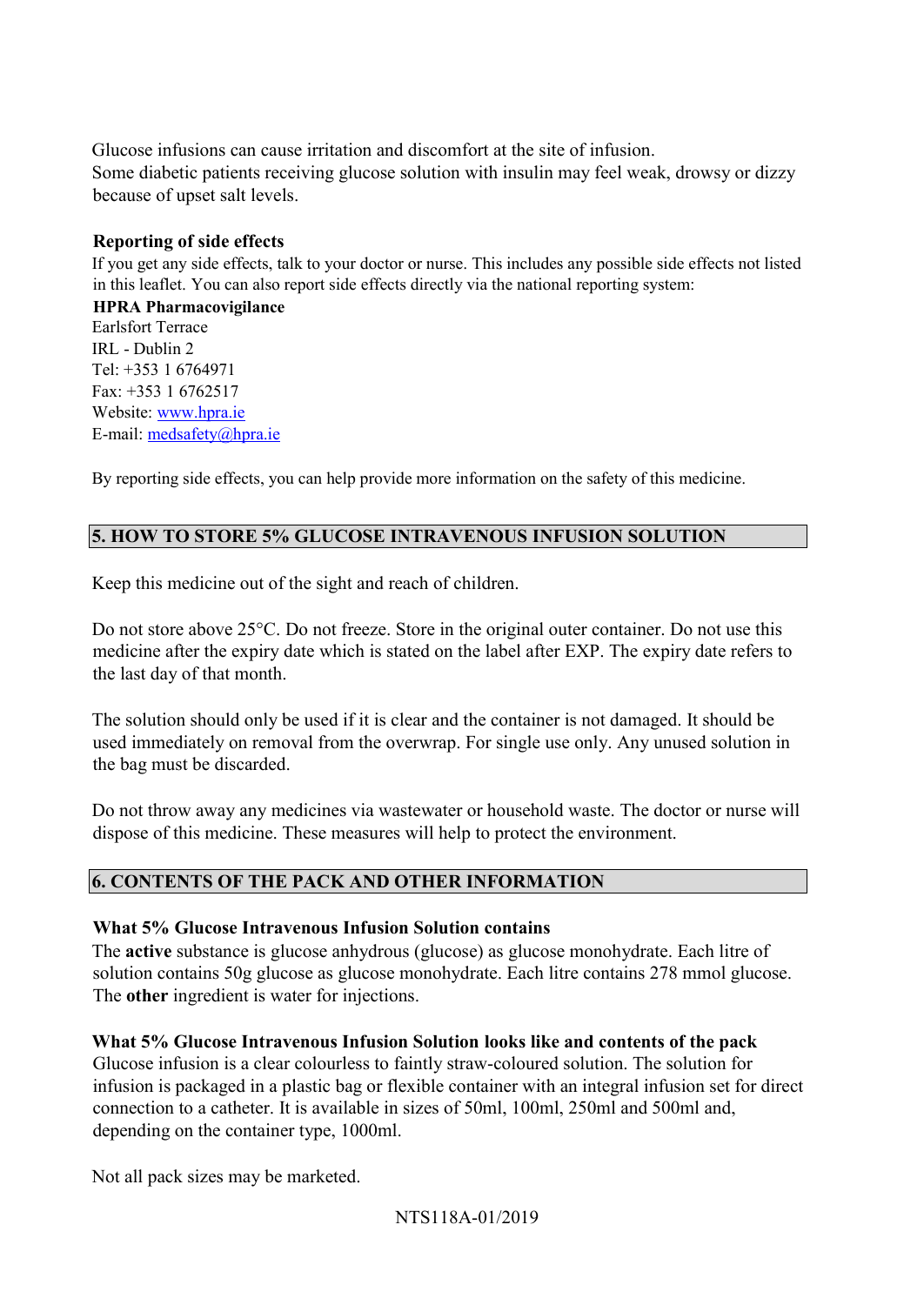Glucose infusions can cause irritation and discomfort at the site of infusion.
Some diabetic patients receiving glucose solution with insulin may feel weak, drowsy or dizzy because of upset salt levels.

**Reporting of side effects**

If you get any side effects, talk to your doctor or nurse. This includes any possible side effects not listed in this leaflet. You can also report side effects directly via the national reporting system:

**HPRA Pharmacovigilance**
Earlsfort Terrace
IRL - Dublin 2
Tel: +353 1 6764971
Fax: +353 1 6762517
Website: www.hpra.ie
E-mail: medsafety@hpra.ie

By reporting side effects, you can help provide more information on the safety of this medicine.

## 5. HOW TO STORE 5% GLUCOSE INTRAVENOUS INFUSION SOLUTION

Keep this medicine out of the sight and reach of children.

Do not store above 25°C. Do not freeze. Store in the original outer container. Do not use this medicine after the expiry date which is stated on the label after EXP. The expiry date refers to the last day of that month.

The solution should only be used if it is clear and the container is not damaged. It should be used immediately on removal from the overwrap. For single use only. Any unused solution in the bag must be discarded.

Do not throw away any medicines via wastewater or household waste. The doctor or nurse will dispose of this medicine. These measures will help to protect the environment.

## 6. CONTENTS OF THE PACK AND OTHER INFORMATION

**What 5% Glucose Intravenous Infusion Solution contains**

The **active** substance is glucose anhydrous (glucose) as glucose monohydrate. Each litre of solution contains 50g glucose as glucose monohydrate. Each litre contains 278 mmol glucose. The **other** ingredient is water for injections.

**What 5% Glucose Intravenous Infusion Solution looks like and contents of the pack**

Glucose infusion is a clear colourless to faintly straw-coloured solution. The solution for infusion is packaged in a plastic bag or flexible container with an integral infusion set for direct connection to a catheter. It is available in sizes of 50ml, 100ml, 250ml and 500ml and, depending on the container type, 1000ml.

Not all pack sizes may be marketed.

NTS118A-01/2019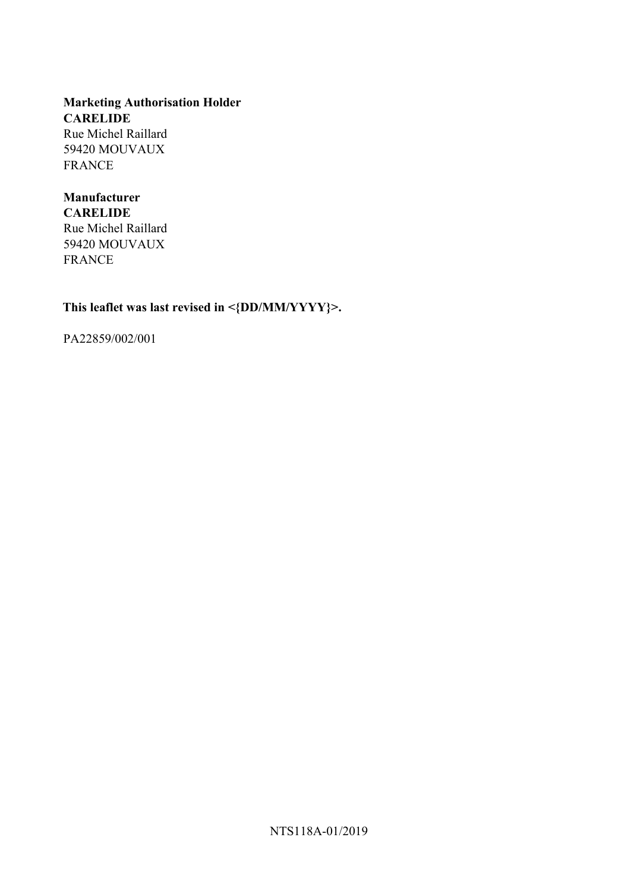**Marketing Authorisation Holder**
**CARELIDE**
Rue Michel Raillard
59420 MOUVAUX
FRANCE

**Manufacturer**
**CARELIDE**
Rue Michel Raillard
59420 MOUVAUX
FRANCE

**This leaflet was last revised in <{DD/MM/YYYY}>.**

PA22859/002/001

NTS118A-01/2019